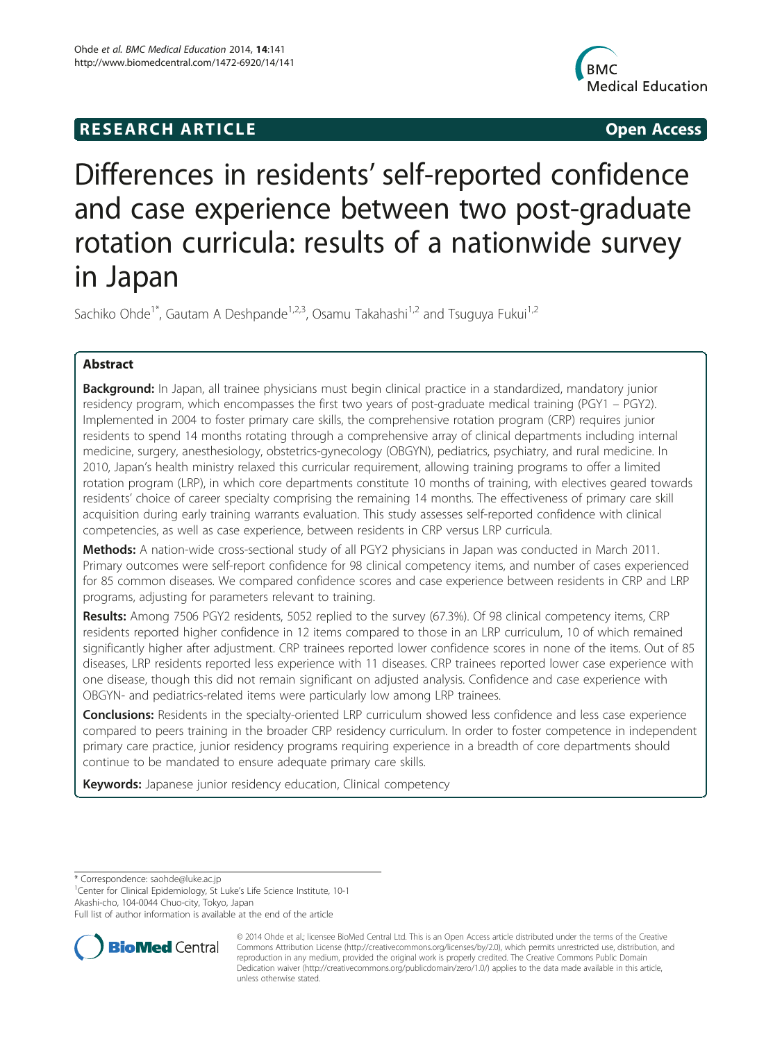RESEARCH ARTICLE Open Access

# Differences in residents' self-reported confidence and case experience between two post-graduate rotation curricula: results of a nationwide survey in Japan

Sachiko Ohde[1*], Gautam A Deshpande[1,2,3], Osamu Takahashi[1,2] and Tsuguya Fukui[1,2]

## Abstract

**Background:** In Japan, all trainee physicians must begin clinical practice in a standardized, mandatory junior residency program, which encompasses the first two years of post-graduate medical training (PGY1 – PGY2). Implemented in 2004 to foster primary care skills, the comprehensive rotation program (CRP) requires junior residents to spend 14 months rotating through a comprehensive array of clinical departments including internal medicine, surgery, anesthesiology, obstetrics-gynecology (OBGYN), pediatrics, psychiatry, and rural medicine. In 2010, Japan's health ministry relaxed this curricular requirement, allowing training programs to offer a limited rotation program (LRP), in which core departments constitute 10 months of training, with electives geared towards residents' choice of career specialty comprising the remaining 14 months. The effectiveness of primary care skill acquisition during early training warrants evaluation. This study assesses self-reported confidence with clinical competencies, as well as case experience, between residents in CRP versus LRP curricula.

**Methods:** A nation-wide cross-sectional study of all PGY2 physicians in Japan was conducted in March 2011. Primary outcomes were self-report confidence for 98 clinical competency items, and number of cases experienced for 85 common diseases. We compared confidence scores and case experience between residents in CRP and LRP programs, adjusting for parameters relevant to training.

**Results:** Among 7506 PGY2 residents, 5052 replied to the survey (67.3%). Of 98 clinical competency items, CRP residents reported higher confidence in 12 items compared to those in an LRP curriculum, 10 of which remained significantly higher after adjustment. CRP trainees reported lower confidence scores in none of the items. Out of 85 diseases, LRP residents reported less experience with 11 diseases. CRP trainees reported lower case experience with one disease, though this did not remain significant on adjusted analysis. Confidence and case experience with OBGYN- and pediatrics-related items were particularly low among LRP trainees.

**Conclusions:** Residents in the specialty-oriented LRP curriculum showed less confidence and less case experience compared to peers training in the broader CRP residency curriculum. In order to foster competence in independent primary care practice, junior residency programs requiring experience in a breadth of core departments should continue to be mandated to ensure adequate primary care skills.

**Keywords:** Japanese junior residency education, Clinical competency

* Correspondence: saohde@luke.ac.jp
[1]Center for Clinical Epidemiology, St Luke's Life Science Institute, 10-1 Akashi-cho, 104-0044 Chuo-city, Tokyo, Japan
Full list of author information is available at the end of the article

© 2014 Ohde et al.; licensee BioMed Central Ltd. This is an Open Access article distributed under the terms of the Creative Commons Attribution License (http://creativecommons.org/licenses/by/2.0), which permits unrestricted use, distribution, and reproduction in any medium, provided the original work is properly credited. The Creative Commons Public Domain Dedication waiver (http://creativecommons.org/publicdomain/zero/1.0/) applies to the data made available in this article, unless otherwise stated.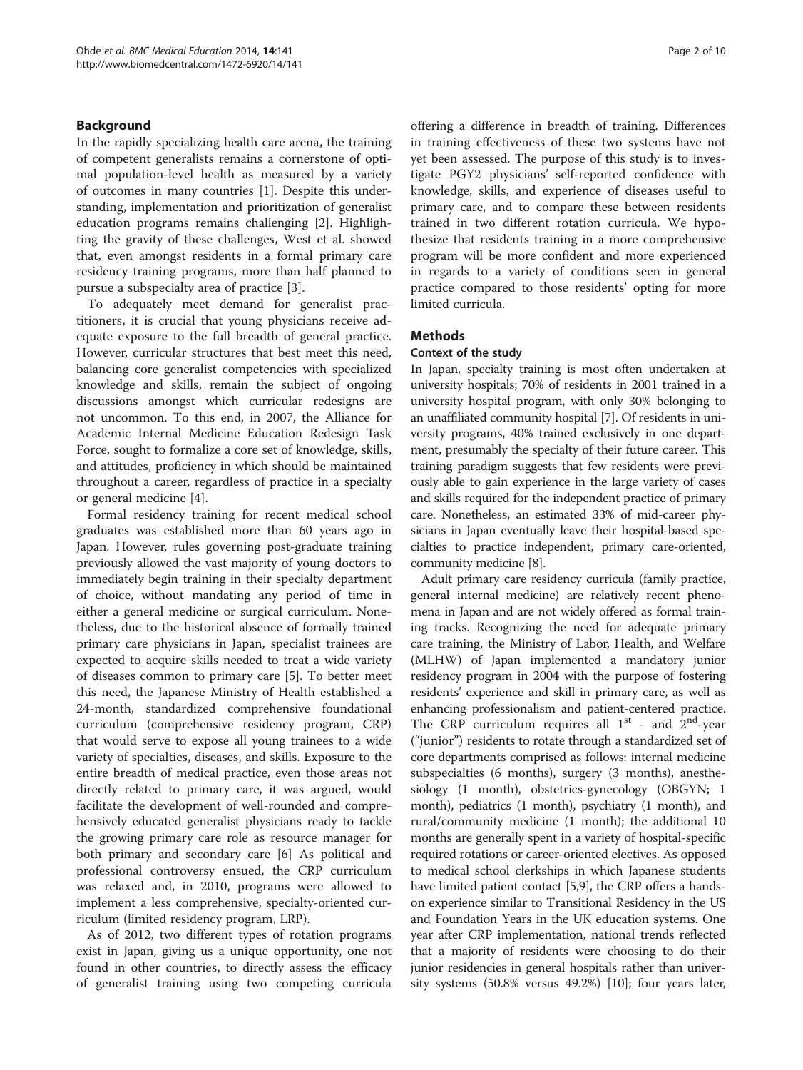## Background

In the rapidly specializing health care arena, the training of competent generalists remains a cornerstone of optimal population-level health as measured by a variety of outcomes in many countries [1]. Despite this understanding, implementation and prioritization of generalist education programs remains challenging [2]. Highlighting the gravity of these challenges, West et al. showed that, even amongst residents in a formal primary care residency training programs, more than half planned to pursue a subspecialty area of practice [3].

To adequately meet demand for generalist practitioners, it is crucial that young physicians receive adequate exposure to the full breadth of general practice. However, curricular structures that best meet this need, balancing core generalist competencies with specialized knowledge and skills, remain the subject of ongoing discussions amongst which curricular redesigns are not uncommon. To this end, in 2007, the Alliance for Academic Internal Medicine Education Redesign Task Force, sought to formalize a core set of knowledge, skills, and attitudes, proficiency in which should be maintained throughout a career, regardless of practice in a specialty or general medicine [4].

Formal residency training for recent medical school graduates was established more than 60 years ago in Japan. However, rules governing post-graduate training previously allowed the vast majority of young doctors to immediately begin training in their specialty department of choice, without mandating any period of time in either a general medicine or surgical curriculum. Nonetheless, due to the historical absence of formally trained primary care physicians in Japan, specialist trainees are expected to acquire skills needed to treat a wide variety of diseases common to primary care [5]. To better meet this need, the Japanese Ministry of Health established a 24-month, standardized comprehensive foundational curriculum (comprehensive residency program, CRP) that would serve to expose all young trainees to a wide variety of specialties, diseases, and skills. Exposure to the entire breadth of medical practice, even those areas not directly related to primary care, it was argued, would facilitate the development of well-rounded and comprehensively educated generalist physicians ready to tackle the growing primary care role as resource manager for both primary and secondary care [6] As political and professional controversy ensued, the CRP curriculum was relaxed and, in 2010, programs were allowed to implement a less comprehensive, specialty-oriented curriculum (limited residency program, LRP).

As of 2012, two different types of rotation programs exist in Japan, giving us a unique opportunity, one not found in other countries, to directly assess the efficacy of generalist training using two competing curricula offering a difference in breadth of training. Differences in training effectiveness of these two systems have not yet been assessed. The purpose of this study is to investigate PGY2 physicians' self-reported confidence with knowledge, skills, and experience of diseases useful to primary care, and to compare these between residents trained in two different rotation curricula. We hypothesize that residents training in a more comprehensive program will be more confident and more experienced in regards to a variety of conditions seen in general practice compared to those residents' opting for more limited curricula.

## Methods

### Context of the study

In Japan, specialty training is most often undertaken at university hospitals; 70% of residents in 2001 trained in a university hospital program, with only 30% belonging to an unaffiliated community hospital [7]. Of residents in university programs, 40% trained exclusively in one department, presumably the specialty of their future career. This training paradigm suggests that few residents were previously able to gain experience in the large variety of cases and skills required for the independent practice of primary care. Nonetheless, an estimated 33% of mid-career physicians in Japan eventually leave their hospital-based specialties to practice independent, primary care-oriented, community medicine [8].

Adult primary care residency curricula (family practice, general internal medicine) are relatively recent phenomena in Japan and are not widely offered as formal training tracks. Recognizing the need for adequate primary care training, the Ministry of Labor, Health, and Welfare (MLHW) of Japan implemented a mandatory junior residency program in 2004 with the purpose of fostering residents' experience and skill in primary care, as well as enhancing professionalism and patient-centered practice. The CRP curriculum requires all 1st - and 2nd-year ("junior") residents to rotate through a standardized set of core departments comprised as follows: internal medicine subspecialties (6 months), surgery (3 months), anesthesiology (1 month), obstetrics-gynecology (OBGYN; 1 month), pediatrics (1 month), psychiatry (1 month), and rural/community medicine (1 month); the additional 10 months are generally spent in a variety of hospital-specific required rotations or career-oriented electives. As opposed to medical school clerkships in which Japanese students have limited patient contact [5,9], the CRP offers a hands-on experience similar to Transitional Residency in the US and Foundation Years in the UK education systems. One year after CRP implementation, national trends reflected that a majority of residents were choosing to do their junior residencies in general hospitals rather than university systems (50.8% versus 49.2%) [10]; four years later,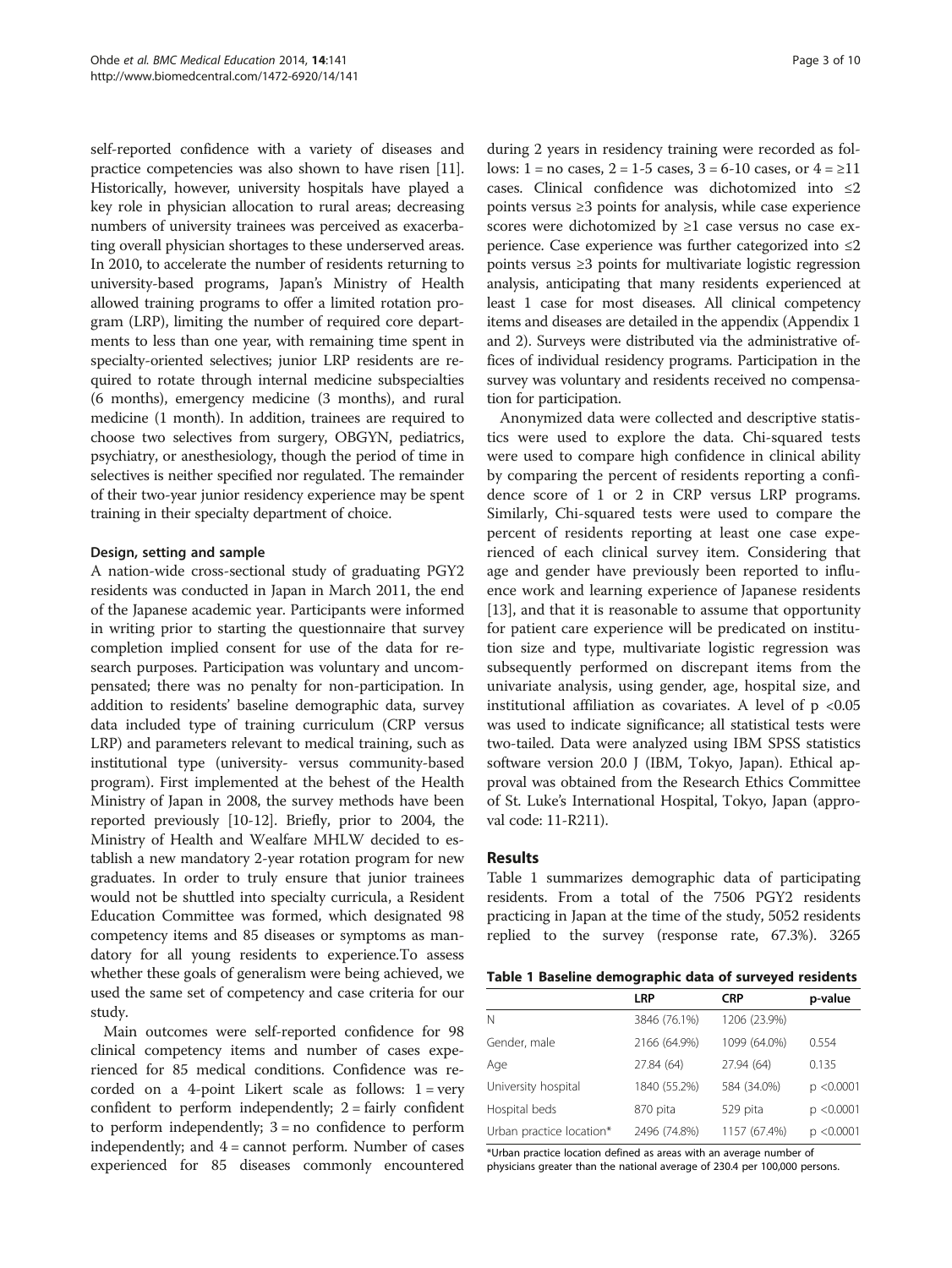self-reported confidence with a variety of diseases and practice competencies was also shown to have risen [11]. Historically, however, university hospitals have played a key role in physician allocation to rural areas; decreasing numbers of university trainees was perceived as exacerbating overall physician shortages to these underserved areas. In 2010, to accelerate the number of residents returning to university-based programs, Japan's Ministry of Health allowed training programs to offer a limited rotation program (LRP), limiting the number of required core departments to less than one year, with remaining time spent in specialty-oriented selectives; junior LRP residents are required to rotate through internal medicine subspecialties (6 months), emergency medicine (3 months), and rural medicine (1 month). In addition, trainees are required to choose two selectives from surgery, OBGYN, pediatrics, psychiatry, or anesthesiology, though the period of time in selectives is neither specified nor regulated. The remainder of their two-year junior residency experience may be spent training in their specialty department of choice.

### Design, setting and sample

A nation-wide cross-sectional study of graduating PGY2 residents was conducted in Japan in March 2011, the end of the Japanese academic year. Participants were informed in writing prior to starting the questionnaire that survey completion implied consent for use of the data for research purposes. Participation was voluntary and uncompensated; there was no penalty for non-participation. In addition to residents' baseline demographic data, survey data included type of training curriculum (CRP versus LRP) and parameters relevant to medical training, such as institutional type (university- versus community-based program). First implemented at the behest of the Health Ministry of Japan in 2008, the survey methods have been reported previously [10-12]. Briefly, prior to 2004, the Ministry of Health and Wealfare MHLW decided to establish a new mandatory 2-year rotation program for new graduates. In order to truly ensure that junior trainees would not be shuttled into specialty curricula, a Resident Education Committee was formed, which designated 98 competency items and 85 diseases or symptoms as mandatory for all young residents to experience.To assess whether these goals of generalism were being achieved, we used the same set of competency and case criteria for our study.

Main outcomes were self-reported confidence for 98 clinical competency items and number of cases experienced for 85 medical conditions. Confidence was recorded on a 4-point Likert scale as follows: 1 = very confident to perform independently; 2 = fairly confident to perform independently; 3 = no confidence to perform independently; and 4 = cannot perform. Number of cases experienced for 85 diseases commonly encountered during 2 years in residency training were recorded as follows: 1 = no cases, 2 = 1-5 cases, 3 = 6-10 cases, or 4 = ≥11 cases. Clinical confidence was dichotomized into ≤2 points versus ≥3 points for analysis, while case experience scores were dichotomized by ≥1 case versus no case experience. Case experience was further categorized into ≤2 points versus ≥3 points for multivariate logistic regression analysis, anticipating that many residents experienced at least 1 case for most diseases. All clinical competency items and diseases are detailed in the appendix (Appendix 1 and 2). Surveys were distributed via the administrative offices of individual residency programs. Participation in the survey was voluntary and residents received no compensation for participation.

Anonymized data were collected and descriptive statistics were used to explore the data. Chi-squared tests were used to compare high confidence in clinical ability by comparing the percent of residents reporting a confidence score of 1 or 2 in CRP versus LRP programs. Similarly, Chi-squared tests were used to compare the percent of residents reporting at least one case experienced of each clinical survey item. Considering that age and gender have previously been reported to influence work and learning experience of Japanese residents [13], and that it is reasonable to assume that opportunity for patient care experience will be predicated on institution size and type, multivariate logistic regression was subsequently performed on discrepant items from the univariate analysis, using gender, age, hospital size, and institutional affiliation as covariates. A level of $p < 0.05$ was used to indicate significance; all statistical tests were two-tailed. Data were analyzed using IBM SPSS statistics software version 20.0 J (IBM, Tokyo, Japan). Ethical approval was obtained from the Research Ethics Committee of St. Luke's International Hospital, Tokyo, Japan (approval code: 11-R211).

## Results

Table 1 summarizes demographic data of participating residents. From a total of the 7506 PGY2 residents practicing in Japan at the time of the study, 5052 residents replied to the survey (response rate, 67.3%). 3265

**Table 1 Baseline demographic data of surveyed residents**

| | LRP | CRP | p-value |
|---|---|---|---|
| N | 3846 (76.1%) | 1206 (23.9%) | |
| Gender, male | 2166 (64.9%) | 1099 (64.0%) | 0.554 |
| Age | 27.84 (64) | 27.94 (64) | 0.135 |
| University hospital | 1840 (55.2%) | 584 (34.0%) | p <0.0001 |
| Hospital beds | 870 pita | 529 pita | p <0.0001 |
| Urban practice location* | 2496 (74.8%) | 1157 (67.4%) | p <0.0001 |

*Urban practice location defined as areas with an average number of physicians greater than the national average of 230.4 per 100,000 persons.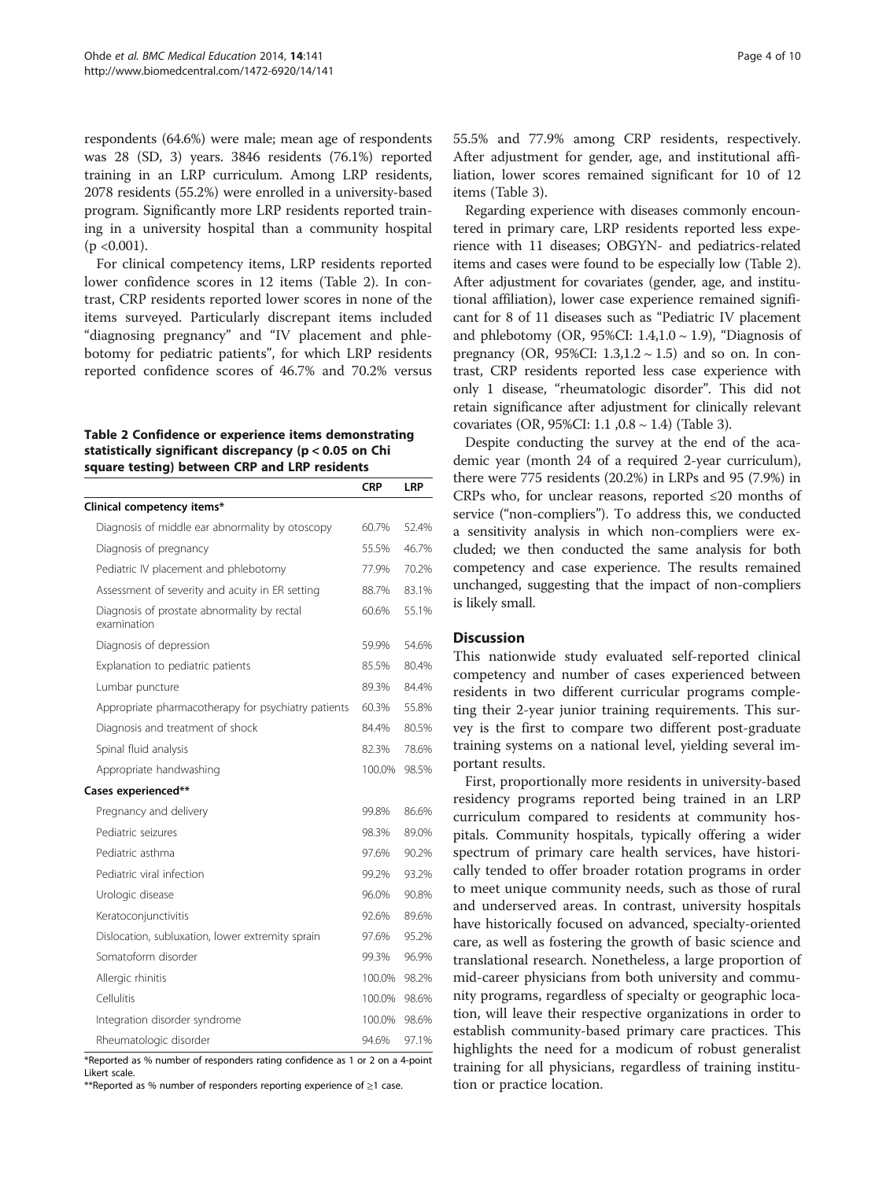respondents (64.6%) were male; mean age of respondents was 28 (SD, 3) years. 3846 residents (76.1%) reported training in an LRP curriculum. Among LRP residents, 2078 residents (55.2%) were enrolled in a university-based program. Significantly more LRP residents reported training in a university hospital than a community hospital ($p < 0.001$).

For clinical competency items, LRP residents reported lower confidence scores in 12 items (Table 2). In contrast, CRP residents reported lower scores in none of the items surveyed. Particularly discrepant items included "diagnosing pregnancy" and "IV placement and phlebotomy for pediatric patients", for which LRP residents reported confidence scores of 46.7% and 70.2% versus 55.5% and 77.9% among CRP residents, respectively. After adjustment for gender, age, and institutional affiliation, lower scores remained significant for 10 of 12 items (Table 3).

**Table 2 Confidence or experience items demonstrating statistically significant discrepancy ($p < 0.05$ on Chi square testing) between CRP and LRP residents**

| | CRP | LRP |
|---|---|---|
| **Clinical competency items*** | | |
| Diagnosis of middle ear abnormality by otoscopy | 60.7% | 52.4% |
| Diagnosis of pregnancy | 55.5% | 46.7% |
| Pediatric IV placement and phlebotomy | 77.9% | 70.2% |
| Assessment of severity and acuity in ER setting | 88.7% | 83.1% |
| Diagnosis of prostate abnormality by rectal examination | 60.6% | 55.1% |
| Diagnosis of depression | 59.9% | 54.6% |
| Explanation to pediatric patients | 85.5% | 80.4% |
| Lumbar puncture | 89.3% | 84.4% |
| Appropriate pharmacotherapy for psychiatry patients | 60.3% | 55.8% |
| Diagnosis and treatment of shock | 84.4% | 80.5% |
| Spinal fluid analysis | 82.3% | 78.6% |
| Appropriate handwashing | 100.0% | 98.5% |
| **Cases experienced**** | | |
| Pregnancy and delivery | 99.8% | 86.6% |
| Pediatric seizures | 98.3% | 89.0% |
| Pediatric asthma | 97.6% | 90.2% |
| Pediatric viral infection | 99.2% | 93.2% |
| Urologic disease | 96.0% | 90.8% |
| Keratoconjunctivitis | 92.6% | 89.6% |
| Dislocation, subluxation, lower extremity sprain | 97.6% | 95.2% |
| Somatoform disorder | 99.3% | 96.9% |
| Allergic rhinitis | 100.0% | 98.2% |
| Cellulitis | 100.0% | 98.6% |
| Integration disorder syndrome | 100.0% | 98.6% |
| Rheumatologic disorder | 94.6% | 97.1% |

*Reported as % number of responders rating confidence as 1 or 2 on a 4-point Likert scale.

**Reported as % number of responders reporting experience of ≥1 case.

Regarding experience with diseases commonly encountered in primary care, LRP residents reported less experience with 11 diseases; OBGYN- and pediatrics-related items and cases were found to be especially low (Table 2). After adjustment for covariates (gender, age, and institutional affiliation), lower case experience remained significant for 8 of 11 diseases such as "Pediatric IV placement and phlebotomy (OR, 95%CI: 1.4,1.0 ~ 1.9), "Diagnosis of pregnancy (OR, 95%CI: 1.3,1.2 ~ 1.5) and so on. In contrast, CRP residents reported less case experience with only 1 disease, "rheumatologic disorder". This did not retain significance after adjustment for clinically relevant covariates (OR, 95%CI: 1.1 ,0.8 ~ 1.4) (Table 3).

Despite conducting the survey at the end of the academic year (month 24 of a required 2-year curriculum), there were 775 residents (20.2%) in LRPs and 95 (7.9%) in CRPs who, for unclear reasons, reported ≤20 months of service ("non-compliers"). To address this, we conducted a sensitivity analysis in which non-compliers were excluded; we then conducted the same analysis for both competency and case experience. The results remained unchanged, suggesting that the impact of non-compliers is likely small.

## Discussion

This nationwide study evaluated self-reported clinical competency and number of cases experienced between residents in two different curricular programs completing their 2-year junior training requirements. This survey is the first to compare two different post-graduate training systems on a national level, yielding several important results.

First, proportionally more residents in university-based residency programs reported being trained in an LRP curriculum compared to residents at community hospitals. Community hospitals, typically offering a wider spectrum of primary care health services, have historically tended to offer broader rotation programs in order to meet unique community needs, such as those of rural and underserved areas. In contrast, university hospitals have historically focused on advanced, specialty-oriented care, as well as fostering the growth of basic science and translational research. Nonetheless, a large proportion of mid-career physicians from both university and community programs, regardless of specialty or geographic location, will leave their respective organizations in order to establish community-based primary care practices. This highlights the need for a modicum of robust generalist training for all physicians, regardless of training institution or practice location.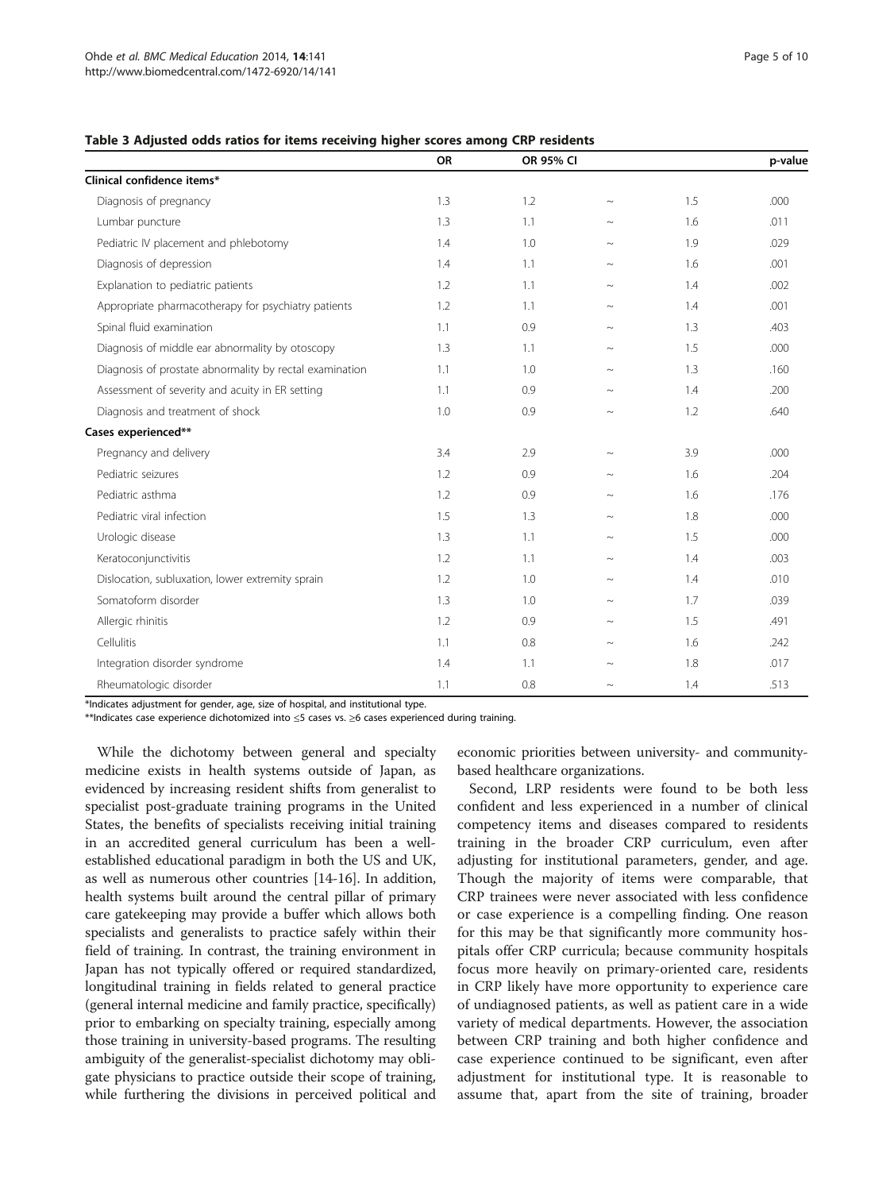**Table 3 Adjusted odds ratios for items receiving higher scores among CRP residents**

| | OR | OR 95% CI | | | p-value |
|---|---|---|---|---|---|
| **Clinical confidence items*** | | | | | |
| Diagnosis of pregnancy | 1.3 | 1.2 | ~ | 1.5 | .000 |
| Lumbar puncture | 1.3 | 1.1 | ~ | 1.6 | .011 |
| Pediatric IV placement and phlebotomy | 1.4 | 1.0 | ~ | 1.9 | .029 |
| Diagnosis of depression | 1.4 | 1.1 | ~ | 1.6 | .001 |
| Explanation to pediatric patients | 1.2 | 1.1 | ~ | 1.4 | .002 |
| Appropriate pharmacotherapy for psychiatry patients | 1.2 | 1.1 | ~ | 1.4 | .001 |
| Spinal fluid examination | 1.1 | 0.9 | ~ | 1.3 | .403 |
| Diagnosis of middle ear abnormality by otoscopy | 1.3 | 1.1 | ~ | 1.5 | .000 |
| Diagnosis of prostate abnormality by rectal examination | 1.1 | 1.0 | ~ | 1.3 | .160 |
| Assessment of severity and acuity in ER setting | 1.1 | 0.9 | ~ | 1.4 | .200 |
| Diagnosis and treatment of shock | 1.0 | 0.9 | ~ | 1.2 | .640 |
| **Cases experienced**** | | | | | |
| Pregnancy and delivery | 3.4 | 2.9 | ~ | 3.9 | .000 |
| Pediatric seizures | 1.2 | 0.9 | ~ | 1.6 | .204 |
| Pediatric asthma | 1.2 | 0.9 | ~ | 1.6 | .176 |
| Pediatric viral infection | 1.5 | 1.3 | ~ | 1.8 | .000 |
| Urologic disease | 1.3 | 1.1 | ~ | 1.5 | .000 |
| Keratoconjunctivitis | 1.2 | 1.1 | ~ | 1.4 | .003 |
| Dislocation, subluxation, lower extremity sprain | 1.2 | 1.0 | ~ | 1.4 | .010 |
| Somatoform disorder | 1.3 | 1.0 | ~ | 1.7 | .039 |
| Allergic rhinitis | 1.2 | 0.9 | ~ | 1.5 | .491 |
| Cellulitis | 1.1 | 0.8 | ~ | 1.6 | .242 |
| Integration disorder syndrome | 1.4 | 1.1 | ~ | 1.8 | .017 |
| Rheumatologic disorder | 1.1 | 0.8 | ~ | 1.4 | .513 |

*Indicates adjustment for gender, age, size of hospital, and institutional type.
**Indicates case experience dichotomized into ≤5 cases vs. ≥6 cases experienced during training.

While the dichotomy between general and specialty medicine exists in health systems outside of Japan, as evidenced by increasing resident shifts from generalist to specialist post-graduate training programs in the United States, the benefits of specialists receiving initial training in an accredited general curriculum has been a well-established educational paradigm in both the US and UK, as well as numerous other countries [14-16]. In addition, health systems built around the central pillar of primary care gatekeeping may provide a buffer which allows both specialists and generalists to practice safely within their field of training. In contrast, the training environment in Japan has not typically offered or required standardized, longitudinal training in fields related to general practice (general internal medicine and family practice, specifically) prior to embarking on specialty training, especially among those training in university-based programs. The resulting ambiguity of the generalist-specialist dichotomy may obligate physicians to practice outside their scope of training, while furthering the divisions in perceived political and economic priorities between university- and community-based healthcare organizations.

Second, LRP residents were found to be both less confident and less experienced in a number of clinical competency items and diseases compared to residents training in the broader CRP curriculum, even after adjusting for institutional parameters, gender, and age. Though the majority of items were comparable, that CRP trainees were never associated with less confidence or case experience is a compelling finding. One reason for this may be that significantly more community hospitals offer CRP curricula; because community hospitals focus more heavily on primary-oriented care, residents in CRP likely have more opportunity to experience care of undiagnosed patients, as well as patient care in a wide variety of medical departments. However, the association between CRP training and both higher confidence and case experience continued to be significant, even after adjustment for institutional type. It is reasonable to assume that, apart from the site of training, broader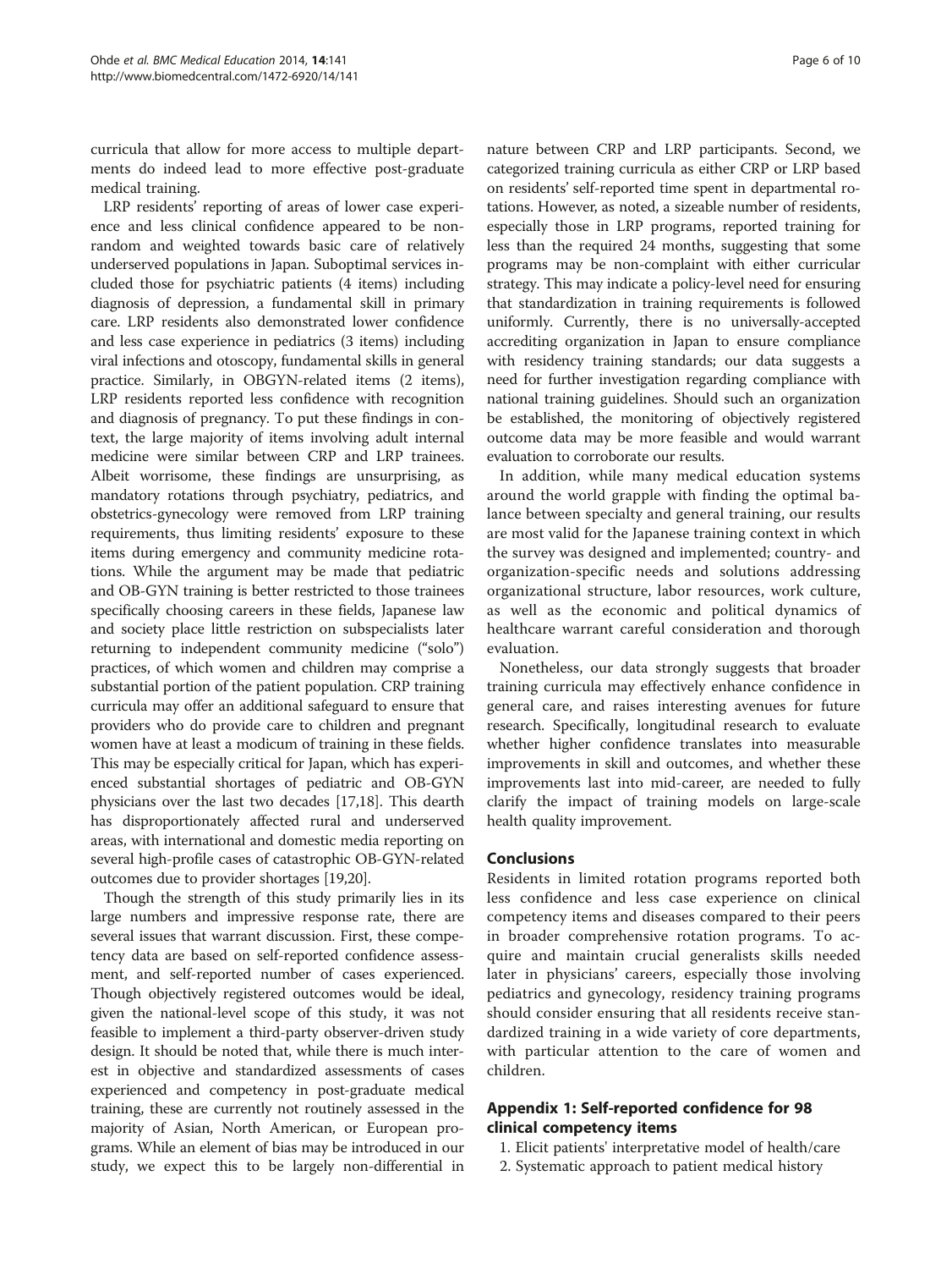curricula that allow for more access to multiple departments do indeed lead to more effective post-graduate medical training.

LRP residents' reporting of areas of lower case experience and less clinical confidence appeared to be non-random and weighted towards basic care of relatively underserved populations in Japan. Suboptimal services included those for psychiatric patients (4 items) including diagnosis of depression, a fundamental skill in primary care. LRP residents also demonstrated lower confidence and less case experience in pediatrics (3 items) including viral infections and otoscopy, fundamental skills in general practice. Similarly, in OBGYN-related items (2 items), LRP residents reported less confidence with recognition and diagnosis of pregnancy. To put these findings in context, the large majority of items involving adult internal medicine were similar between CRP and LRP trainees. Albeit worrisome, these findings are unsurprising, as mandatory rotations through psychiatry, pediatrics, and obstetrics-gynecology were removed from LRP training requirements, thus limiting residents' exposure to these items during emergency and community medicine rotations. While the argument may be made that pediatric and OB-GYN training is better restricted to those trainees specifically choosing careers in these fields, Japanese law and society place little restriction on subspecialists later returning to independent community medicine ("solo") practices, of which women and children may comprise a substantial portion of the patient population. CRP training curricula may offer an additional safeguard to ensure that providers who do provide care to children and pregnant women have at least a modicum of training in these fields. This may be especially critical for Japan, which has experienced substantial shortages of pediatric and OB-GYN physicians over the last two decades [17,18]. This dearth has disproportionately affected rural and underserved areas, with international and domestic media reporting on several high-profile cases of catastrophic OB-GYN-related outcomes due to provider shortages [19,20].

Though the strength of this study primarily lies in its large numbers and impressive response rate, there are several issues that warrant discussion. First, these competency data are based on self-reported confidence assessment, and self-reported number of cases experienced. Though objectively registered outcomes would be ideal, given the national-level scope of this study, it was not feasible to implement a third-party observer-driven study design. It should be noted that, while there is much interest in objective and standardized assessments of cases experienced and competency in post-graduate medical training, these are currently not routinely assessed in the majority of Asian, North American, or European programs. While an element of bias may be introduced in our study, we expect this to be largely non-differential in nature between CRP and LRP participants. Second, we categorized training curricula as either CRP or LRP based on residents' self-reported time spent in departmental rotations. However, as noted, a sizeable number of residents, especially those in LRP programs, reported training for less than the required 24 months, suggesting that some programs may be non-complaint with either curricular strategy. This may indicate a policy-level need for ensuring that standardization in training requirements is followed uniformly. Currently, there is no universally-accepted accrediting organization in Japan to ensure compliance with residency training standards; our data suggests a need for further investigation regarding compliance with national training guidelines. Should such an organization be established, the monitoring of objectively registered outcome data may be more feasible and would warrant evaluation to corroborate our results.

In addition, while many medical education systems around the world grapple with finding the optimal balance between specialty and general training, our results are most valid for the Japanese training context in which the survey was designed and implemented; country- and organization-specific needs and solutions addressing organizational structure, labor resources, work culture, as well as the economic and political dynamics of healthcare warrant careful consideration and thorough evaluation.

Nonetheless, our data strongly suggests that broader training curricula may effectively enhance confidence in general care, and raises interesting avenues for future research. Specifically, longitudinal research to evaluate whether higher confidence translates into measurable improvements in skill and outcomes, and whether these improvements last into mid-career, are needed to fully clarify the impact of training models on large-scale health quality improvement.

## Conclusions

Residents in limited rotation programs reported both less confidence and less case experience on clinical competency items and diseases compared to their peers in broader comprehensive rotation programs. To acquire and maintain crucial generalists skills needed later in physicians' careers, especially those involving pediatrics and gynecology, residency training programs should consider ensuring that all residents receive standardized training in a wide variety of core departments, with particular attention to the care of women and children.

## Appendix 1: Self-reported confidence for 98 clinical competency items

1. Elicit patients' interpretative model of health/care
2. Systematic approach to patient medical history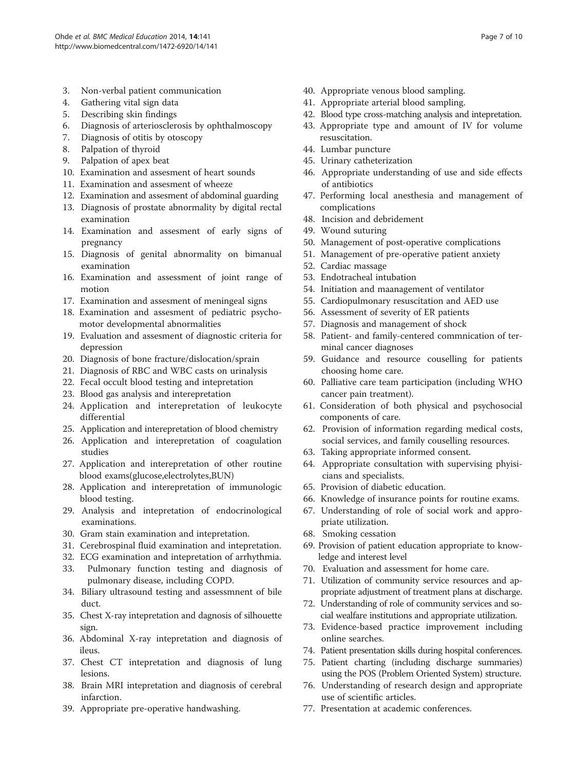3. Non-verbal patient communication
4. Gathering vital sign data
5. Describing skin findings
6. Diagnosis of arteriosclerosis by ophthalmoscopy
7. Diagnosis of otitis by otoscopy
8. Palpation of thyroid
9. Palpation of apex beat
10. Examination and assesment of heart sounds
11. Examination and assesment of wheeze
12. Examination and assesment of abdominal guarding
13. Diagnosis of prostate abnormality by digital rectal examination
14. Examination and assesment of early signs of pregnancy
15. Diagnosis of genital abnormality on bimanual examination
16. Examination and assessment of joint range of motion
17. Examination and assesment of meningeal signs
18. Examination and assesment of pediatric psycho-motor developmental abnormalities
19. Evaluation and assesment of diagnostic criteria for depression
20. Diagnosis of bone fracture/dislocation/sprain
21. Diagnosis of RBC and WBC casts on urinalysis
22. Fecal occult blood testing and intepretation
23. Blood gas analysis and interepretation
24. Application and interepretation of leukocyte differential
25. Application and interepretation of blood chemistry
26. Application and interepretation of coagulation studies
27. Application and interepretation of other routine blood exams(glucose,electrolytes,BUN)
28. Application and interepretation of immunologic blood testing.
29. Analysis and intepretation of endocrinological examinations.
30. Gram stain examination and intepretation.
31. Cerebrospinal fluid examination and intepretation.
32. ECG examination and intepretation of arrhythmia.
33. Pulmonary function testing and diagnosis of pulmonary disease, including COPD.
34. Biliary ultrasound testing and assessmnent of bile duct.
35. Chest X-ray intepretation and dagnosis of silhouette sign.
36. Abdominal X-ray intepretation and diagnosis of ileus.
37. Chest CT intepretation and diagnosis of lung lesions.
38. Brain MRI intepretation and diagnosis of cerebral infarction.
39. Appropriate pre-operative handwashing.
40. Appropriate venous blood sampling.
41. Appropriate arterial blood sampling.
42. Blood type cross-matching analysis and intepretation.
43. Appropriate type and amount of IV for volume resuscitation.
44. Lumbar puncture
45. Urinary catheterization
46. Appropriate understanding of use and side effects of antibiotics
47. Performing local anesthesia and management of complications
48. Incision and debridement
49. Wound suturing
50. Management of post-operative complications
51. Management of pre-operative patient anxiety
52. Cardiac massage
53. Endotracheal intubation
54. Initiation and maanagement of ventilator
55. Cardiopulmonary resuscitation and AED use
56. Assessment of severity of ER patients
57. Diagnosis and management of shock
58. Patient- and family-centered commnication of terminal cancer diagnoses
59. Guidance and resource couselling for patients choosing home care.
60. Palliative care team participation (including WHO cancer pain treatment).
61. Consideration of both physical and psychosocial components of care.
62. Provision of information regarding medical costs, social services, and family couselling resources.
63. Taking appropriate informed consent.
64. Appropriate consultation with supervising phyisicians and specialists.
65. Provision of diabetic education.
66. Knowledge of insurance points for routine exams.
67. Understanding of role of social work and appropriate utilization.
68. Smoking cessation
69. Provision of patient education appropriate to knowledge and interest level
70. Evaluation and assessment for home care.
71. Utilization of community service resources and appropriate adjustment of treatment plans at discharge.
72. Understanding of role of community services and social wealfare institutions and appropriate utilization.
73. Evidence-based practice improvement including online searches.
74. Patient presentation skills during hospital conferences.
75. Patient charting (including discharge summaries) using the POS (Problem Oriented System) structure.
76. Understanding of research design and appropriate use of scientific articles.
77. Presentation at academic conferences.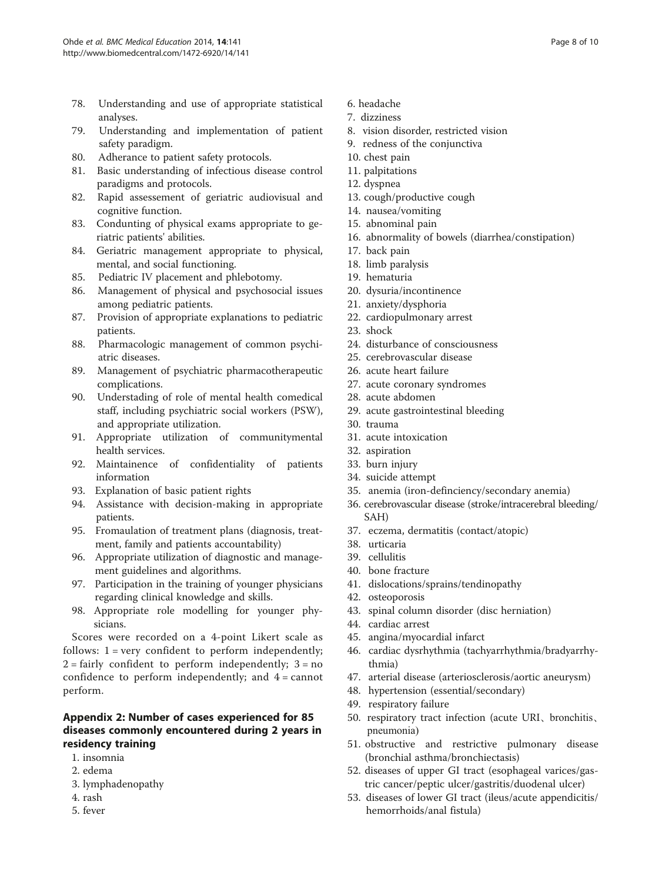78. Understanding and use of appropriate statistical analyses.
79. Understanding and implementation of patient safety paradigm.
80. Adherance to patient safety protocols.
81. Basic understanding of infectious disease control paradigms and protocols.
82. Rapid assessement of geriatric audiovisual and cognitive function.
83. Condunting of physical exams appropriate to geriatric patients' abilities.
84. Geriatric management appropriate to physical, mental, and social functioning.
85. Pediatric IV placement and phlebotomy.
86. Management of physical and psychosocial issues among pediatric patients.
87. Provision of appropriate explanations to pediatric patients.
88. Pharmacologic management of common psychiatric diseases.
89. Management of psychiatric pharmacotherapeutic complications.
90. Understading of role of mental health comedical staff, including psychiatric social workers (PSW), and appropriate utilization.
91. Appropriate utilization of communitymental health services.
92. Maintainence of confidentiality of patients information
93. Explanation of basic patient rights
94. Assistance with decision-making in appropriate patients.
95. Fromaulation of treatment plans (diagnosis, treatment, family and patients accountability)
96. Appropriate utilization of diagnostic and management guidelines and algorithms.
97. Participation in the training of younger physicians regarding clinical knowledge and skills.
98. Appropriate role modelling for younger physicians.

Scores were recorded on a 4-point Likert scale as follows: 1 = very confident to perform independently; 2 = fairly confident to perform independently; 3 = no confidence to perform independently; and 4 = cannot perform.

## Appendix 2: Number of cases experienced for 85 diseases commonly encountered during 2 years in residency training

1. insomnia
2. edema
3. lymphadenopathy
4. rash
5. fever
6. headache
7. dizziness
8. vision disorder, restricted vision
9. redness of the conjunctiva
10. chest pain
11. palpitations
12. dyspnea
13. cough/productive cough
14. nausea/vomiting
15. abnominal pain
16. abnormality of bowels (diarrhea/constipation)
17. back pain
18. limb paralysis
19. hematuria
20. dysuria/incontinence
21. anxiety/dysphoria
22. cardiopulmonary arrest
23. shock
24. disturbance of consciousness
25. cerebrovascular disease
26. acute heart failure
27. acute coronary syndromes
28. acute abdomen
29. acute gastrointestinal bleeding
30. trauma
31. acute intoxication
32. aspiration
33. burn injury
34. suicide attempt
35. anemia (iron-definciency/secondary anemia)
36. cerebrovascular disease (stroke/intracerebral bleeding/SAH)
37. eczema, dermatitis (contact/atopic)
38. urticaria
39. cellulitis
40. bone fracture
41. dislocations/sprains/tendinopathy
42. osteoporosis
43. spinal column disorder (disc herniation)
44. cardiac arrest
45. angina/myocardial infarct
46. cardiac dysrhythmia (tachyarrhythmia/bradyarrhythmia)
47. arterial disease (arteriosclerosis/aortic aneurysm)
48. hypertension (essential/secondary)
49. respiratory failure
50. respiratory tract infection (acute URI、bronchitis、pneumonia)
51. obstructive and restrictive pulmonary disease (bronchial asthma/bronchiectasis)
52. diseases of upper GI tract (esophageal varices/gastric cancer/peptic ulcer/gastritis/duodenal ulcer)
53. diseases of lower GI tract (ileus/acute appendicitis/hemorrhoids/anal fistula)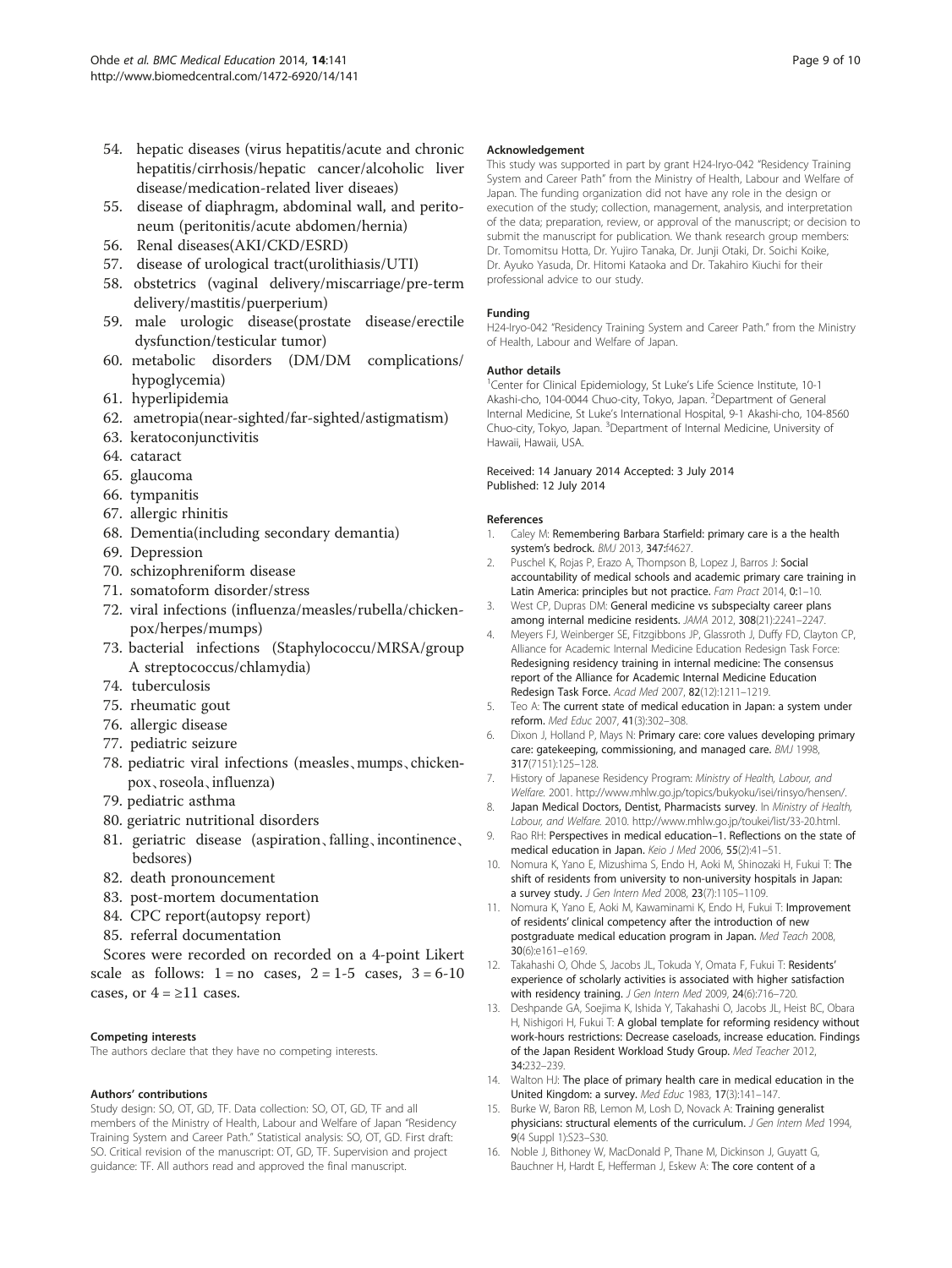54. hepatic diseases (virus hepatitis/acute and chronic hepatitis/cirrhosis/hepatic cancer/alcoholic liver disease/medication-related liver diseaes)
55. disease of diaphragm, abdominal wall, and peritoneum (peritonitis/acute abdomen/hernia)
56. Renal diseases(AKI/CKD/ESRD)
57. disease of urological tract(urolithiasis/UTI)
58. obstetrics (vaginal delivery/miscarriage/pre-term delivery/mastitis/puerperium)
59. male urologic disease(prostate disease/erectile dysfunction/testicular tumor)
60. metabolic disorders (DM/DM complications/hypoglycemia)
61. hyperlipidemia
62. ametropia(near-sighted/far-sighted/astigmatism)
63. keratoconjunctivitis
64. cataract
65. glaucoma
66. tympanitis
67. allergic rhinitis
68. Dementia(including secondary demantia)
69. Depression
70. schizophreniform disease
71. somatoform disorder/stress
72. viral infections (influenza/measles/rubella/chickenpox/herpes/mumps)
73. bacterial infections (Staphylococcu/MRSA/group A streptococcus/chlamydia)
74. tuberculosis
75. rheumatic gout
76. allergic disease
77. pediatric seizure
78. pediatric viral infections (measles、mumps、chickenpox、roseola、influenza)
79. pediatric asthma
80. geriatric nutritional disorders
81. geriatric disease (aspiration、falling、incontinence、bedsores)
82. death pronouncement
83. post-mortem documentation
84. CPC report(autopsy report)
85. referral documentation

Scores were recorded on recorded on a 4-point Likert scale as follows: 1 = no cases, 2 = 1-5 cases, 3 = 6-10 cases, or 4 = ≥11 cases.

#### Competing interests
The authors declare that they have no competing interests.

#### Authors' contributions
Study design: SO, OT, GD, TF. Data collection: SO, OT, GD, TF and all members of the Ministry of Health, Labour and Welfare of Japan "Residency Training System and Career Path." Statistical analysis: SO, OT, GD. First draft: SO. Critical revision of the manuscript: OT, GD, TF. Supervision and project guidance: TF. All authors read and approved the final manuscript.

#### Acknowledgement
This study was supported in part by grant H24-Iryo-042 "Residency Training System and Career Path" from the Ministry of Health, Labour and Welfare of Japan. The funding organization did not have any role in the design or execution of the study; collection, management, analysis, and interpretation of the data; preparation, review, or approval of the manuscript; or decision to submit the manuscript for publication. We thank research group members: Dr. Tomomitsu Hotta, Dr. Yujiro Tanaka, Dr. Junji Otaki, Dr. Soichi Koike, Dr. Ayuko Yasuda, Dr. Hitomi Kataoka and Dr. Takahiro Kiuchi for their professional advice to our study.

#### Funding
H24-Iryo-042 "Residency Training System and Career Path." from the Ministry of Health, Labour and Welfare of Japan.

#### Author details
[1]Center for Clinical Epidemiology, St Luke's Life Science Institute, 10-1 Akashi-cho, 104-0044 Chuo-city, Tokyo, Japan. [2]Department of General Internal Medicine, St Luke's International Hospital, 9-1 Akashi-cho, 104-8560 Chuo-city, Tokyo, Japan. [3]Department of Internal Medicine, University of Hawaii, Hawaii, USA.

Received: 14 January 2014 Accepted: 3 July 2014
Published: 12 July 2014

#### References
1. Caley M: **Remembering Barbara Starfield: primary care is the health system's bedrock.** *BMJ* 2013, **347**:f4627.
2. Puschel K, Rojas P, Erazo A, Thompson B, Lopez J, Barros J: **Social accountability of medical schools and academic primary care training in Latin America: principles but not practice.** *Fam Pract* 2014, **0**:1–10.
3. West CP, Dupras DM: **General medicine vs subspecialty career plans among internal medicine residents.** *JAMA* 2012, **308**(21):2241–2247.
4. Meyers FJ, Weinberger SE, Fitzgibbons JP, Glassroth J, Duffy FD, Clayton CP, Alliance for Academic Internal Medicine Education Redesign Task Force: **Redesigning residency training in internal medicine: The consensus report of the Alliance for Academic Internal Medicine Education Redesign Task Force.** *Acad Med* 2007, **82**(12):1211–1219.
5. Teo A: **The current state of medical education in Japan: a system under reform.** *Med Educ* 2007, **41**(3):302–308.
6. Dixon J, Holland P, Mays N: **Primary care: core values developing primary care: gatekeeping, commissioning, and managed care.** *BMJ* 1998, **317**(7151):125–128.
7. History of Japanese Residency Program: *Ministry of Health, Labour, and Welfare.* 2001. http://www.mhlw.go.jp/topics/bukyoku/isei/rinsyo/hensen/.
8. **Japan Medical Doctors, Dentist, Pharmacists survey**. In *Ministry of Health, Labour, and Welfare.* 2010. http://www.mhlw.go.jp/toukei/list/33-20.html.
9. Rao RH: **Perspectives in medical education–1. Reflections on the state of medical education in Japan.** *Keio J Med* 2006, **55**(2):41–51.
10. Nomura K, Yano E, Mizushima S, Endo H, Aoki M, Shinozaki H, Fukui T: **The shift of residents from university to non-university hospitals in Japan: a survey study.** *J Gen Intern Med* 2008, **23**(7):1105–1109.
11. Nomura K, Yano E, Aoki M, Kawaminami K, Endo H, Fukui T: **Improvement of residents' clinical competency after the introduction of new postgraduate medical education program in Japan.** *Med Teach* 2008, **30**(6):e161–e169.
12. Takahashi O, Ohde S, Jacobs JL, Tokuda Y, Omata F, Fukui T: **Residents' experience of scholarly activities is associated with higher satisfaction with residency training.** *J Gen Intern Med* 2009, **24**(6):716–720.
13. Deshpande GA, Soejima K, Ishida Y, Takahashi O, Jacobs JL, Heist BC, Obara H, Nishigori H, Fukui T: **A global template for reforming residency without work-hours restrictions: Decrease caseloads, increase education. Findings of the Japan Resident Workload Study Group.** *Med Teacher* 2012, **34**:232–239.
14. Walton HJ: **The place of primary health care in medical education in the United Kingdom: a survey.** *Med Educ* 1983, **17**(3):141–147.
15. Burke W, Baron RB, Lemon M, Losh D, Novack A: **Training generalist physicians: structural elements of the curriculum.** *J Gen Intern Med* 1994, **9**(4 Suppl 1):S23–S30.
16. Noble J, Bithoney W, MacDonald P, Thane M, Dickinson J, Guyatt G, Bauchner H, Hardt E, Hefferman J, Eskew A: **The core content of a**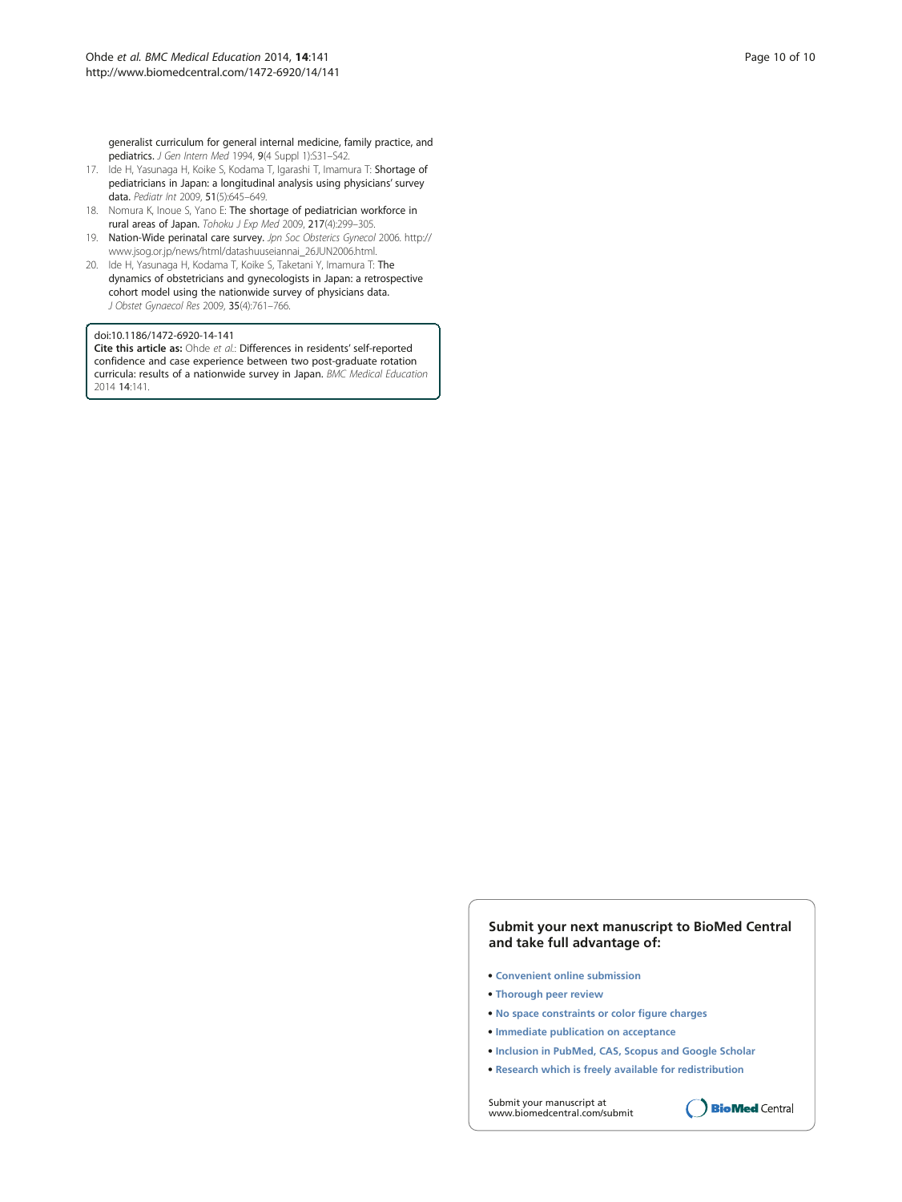generalist curriculum for general internal medicine, family practice, and pediatrics. *J Gen Intern Med* 1994, **9**(4 Suppl 1):S31–S42.

17. Ide H, Yasunaga H, Koike S, Kodama T, Igarashi T, Imamura T: **Shortage of pediatricians in Japan: a longitudinal analysis using physicians' survey data.** *Pediatr Int* 2009, **51**(5):645–649.
18. Nomura K, Inoue S, Yano E: **The shortage of pediatrician workforce in rural areas of Japan.** *Tohoku J Exp Med* 2009, **217**(4):299–305.
19. **Nation-Wide perinatal care survey.** *Jpn Soc Obsterics Gynecol* 2006. http://www.jsog.or.jp/news/html/datashuuseiannai_26JUN2006.html.
20. Ide H, Yasunaga H, Kodama T, Koike S, Taketani Y, Imamura T: **The dynamics of obstetricians and gynecologists in Japan: a retrospective cohort model using the nationwide survey of physicians data.** *J Obstet Gynaecol Res* 2009, **35**(4):761–766.

doi:10.1186/1472-6920-14-141

**Cite this article as:** Ohde *et al.*: Differences in residents' self-reported confidence and case experience between two post-graduate rotation curricula: results of a nationwide survey in Japan. *BMC Medical Education* 2014 **14**:141.

**Submit your next manuscript to BioMed Central and take full advantage of:**

- **Convenient online submission**
- **Thorough peer review**
- **No space constraints or color figure charges**
- **Immediate publication on acceptance**
- **Inclusion in PubMed, CAS, Scopus and Google Scholar**
- **Research which is freely available for redistribution**

Submit your manuscript at
www.biomedcentral.com/submit

BioMed Central